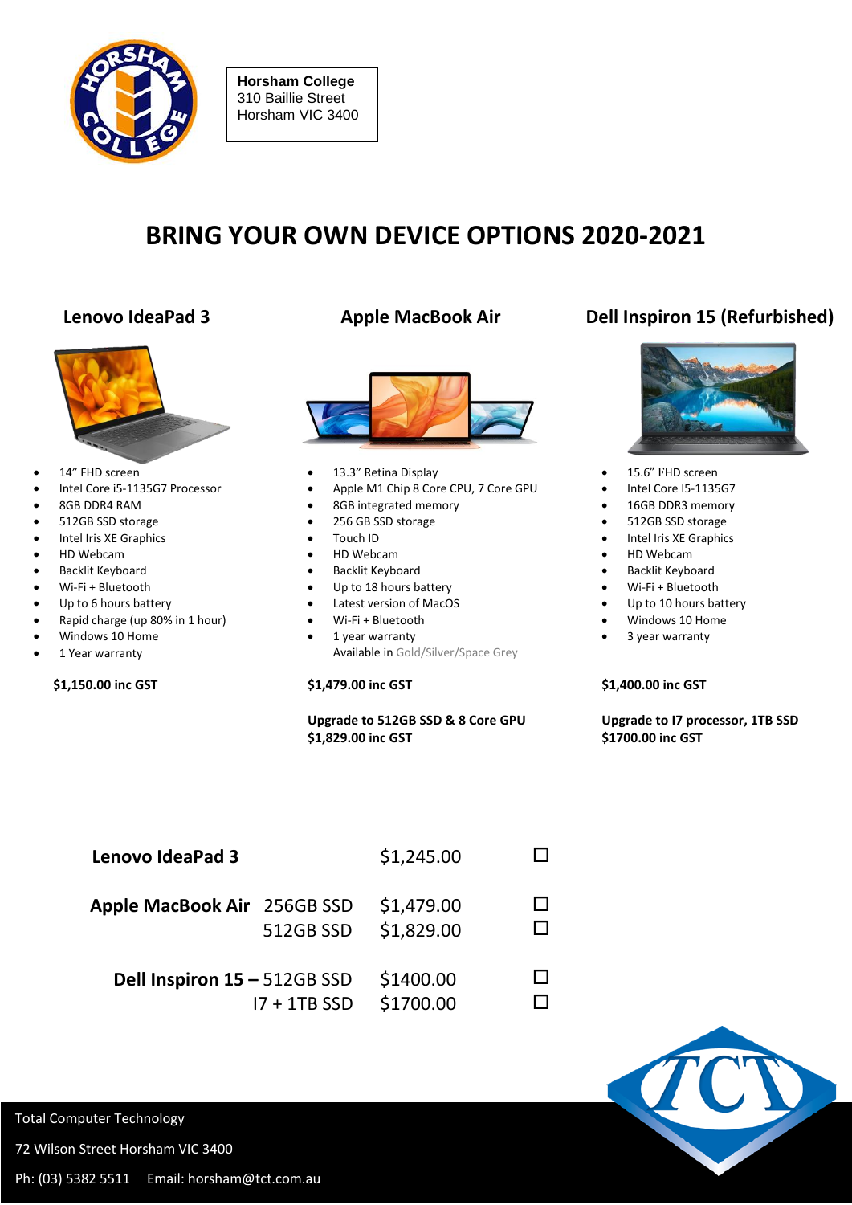**Horsham College**
310 Baillie Street
Horsham VIC 3400

# BRING YOUR OWN DEVICE OPTIONS 2020-2021

## Lenovo IdeaPad 3

- 14" FHD screen
- Intel Core i5-1135G7 Processor
- 8GB DDR4 RAM
- 512GB SSD storage
- Intel Iris XE Graphics
- HD Webcam
- Backlit Keyboard
- Wi-Fi + Bluetooth
- Up to 6 hours battery
- Rapid charge (up 80% in 1 hour)
- Windows 10 Home
- 1 Year warranty

**$1,150.00 inc GST**

## Apple MacBook Air

- 13.3" Retina Display
- Apple M1 Chip 8 Core CPU, 7 Core GPU
- 8GB integrated memory
- 256 GB SSD storage
- Touch ID
- HD Webcam
- Backlit Keyboard
- Up to 18 hours battery
- Latest version of MacOS
- Wi-Fi + Bluetooth
- 1 year warranty

Available in Gold/Silver/Space Grey

**$1,479.00 inc GST**

**Upgrade to 512GB SSD & 8 Core GPU**
**$1,829.00 inc GST**

## Dell Inspiron 15 (Refurbished)

- 15.6" FHD screen
- Intel Core I5-1135G7
- 16GB DDR3 memory
- 512GB SSD storage
- Intel Iris XE Graphics
- HD Webcam
- Backlit Keyboard
- Wi-Fi + Bluetooth
- Up to 10 hours battery
- Windows 10 Home
- 3 year warranty

**$1,400.00 inc GST**

**Upgrade to I7 processor, 1TB SSD**
**$1700.00 inc GST**

| | | | |
|---|---|---|---|
| **Lenovo IdeaPad 3** | | $1,245.00 | ☐ |
| **Apple MacBook Air** | 256GB SSD | $1,479.00 | ☐ |
| | 512GB SSD | $1,829.00 | ☐ |
| **Dell Inspiron 15 –** | 512GB SSD | $1400.00 | ☐ |
| | I7 + 1TB SSD | $1700.00 | ☐ |

Total Computer Technology
72 Wilson Street Horsham VIC 3400
Ph: (03) 5382 5511 Email: horsham@tct.com.au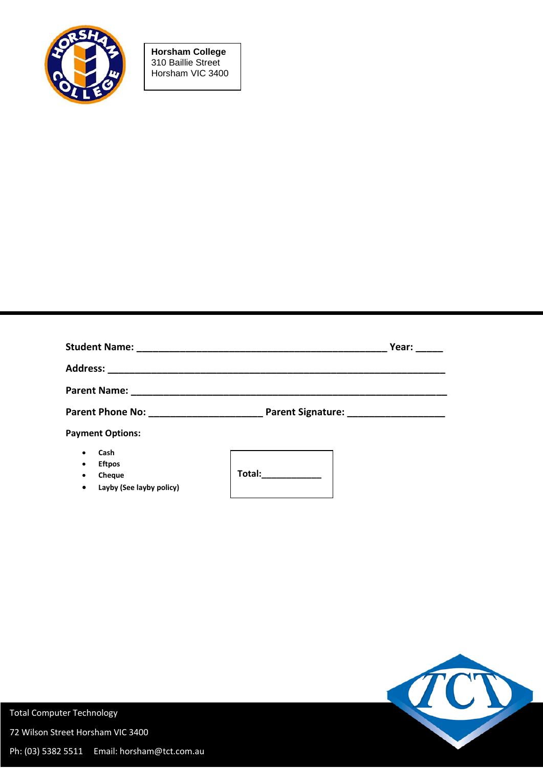**Horsham College**
310 Baillie Street
Horsham VIC 3400

---

**Student Name: _______________________________________________ Year: _____**

**Address: _______________________________________________________________**

**Parent Name: ____________________________________________________________**

**Parent Phone No: _____________________ Parent Signature: __________________**

**Payment Options:**

- **Cash**
- **Eftpos**
- **Cheque**
- **Layby (See layby policy)**

**Total:___________**

Total Computer Technology

72 Wilson Street Horsham VIC 3400

Ph: (03) 5382 5511 Email: horsham@tct.com.au